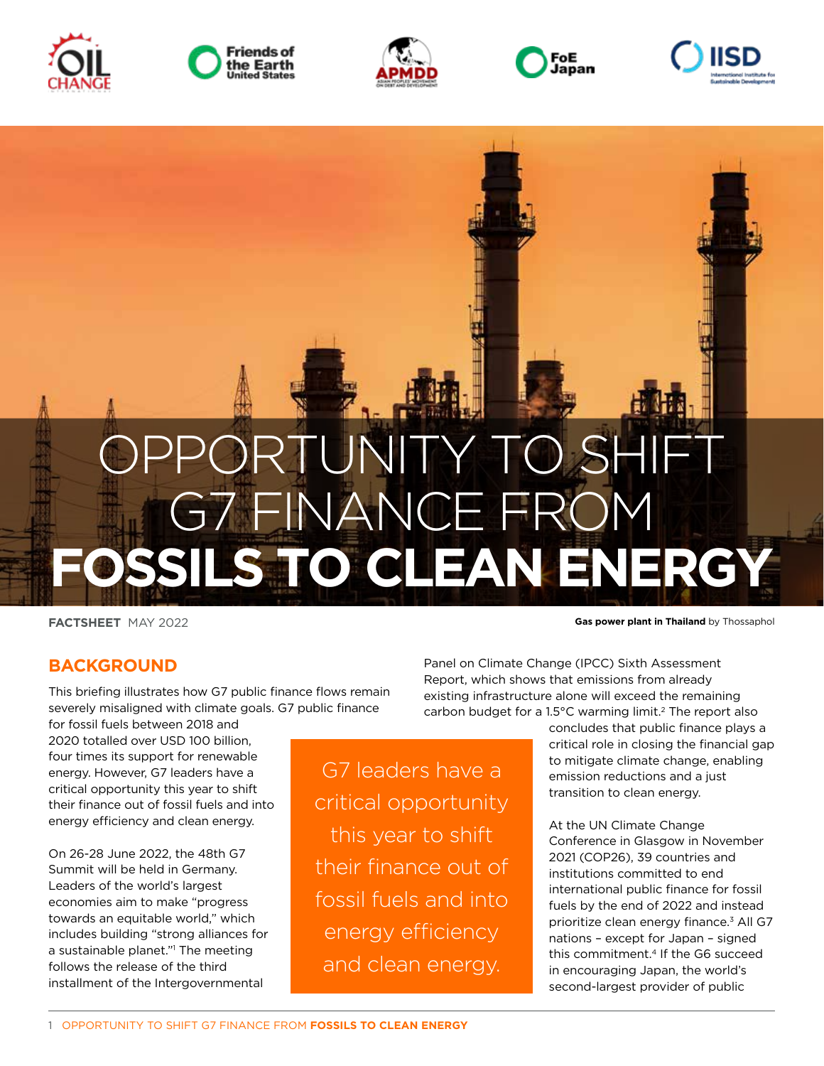# OPPORTUNITY TO SHIFT G7 FINANCE FROM **FOSSILS TO CLEAN ENERGY**

**FACTSHEET** MAY 2022

**Gas power plant in Thailand** by Thossaphol

## BACKGROUND

This briefing illustrates how G7 public finance flows remain severely misaligned with climate goals. G7 public finance for fossil fuels between 2018 and 2020 totalled over USD 100 billion, four times its support for renewable energy. However, G7 leaders have a critical opportunity this year to shift their finance out of fossil fuels and into energy efficiency and clean energy.

On 26-28 June 2022, the 48th G7 Summit will be held in Germany. Leaders of the world's largest economies aim to make "progress towards an equitable world," which includes building "strong alliances for a sustainable planet."[1] The meeting follows the release of the third installment of the Intergovernmental Panel on Climate Change (IPCC) Sixth Assessment Report, which shows that emissions from already existing infrastructure alone will exceed the remaining carbon budget for a 1.5°C warming limit.[2] The report also concludes that public finance plays a critical role in closing the financial gap to mitigate climate change, enabling emission reductions and a just transition to clean energy.

> G7 leaders have a critical opportunity this year to shift their finance out of fossil fuels and into energy efficiency and clean energy.

At the UN Climate Change Conference in Glasgow in November 2021 (COP26), 39 countries and institutions committed to end international public finance for fossil fuels by the end of 2022 and instead prioritize clean energy finance.[3] All G7 nations – except for Japan – signed this commitment.[4] If the G6 succeed in encouraging Japan, the world's second-largest provider of public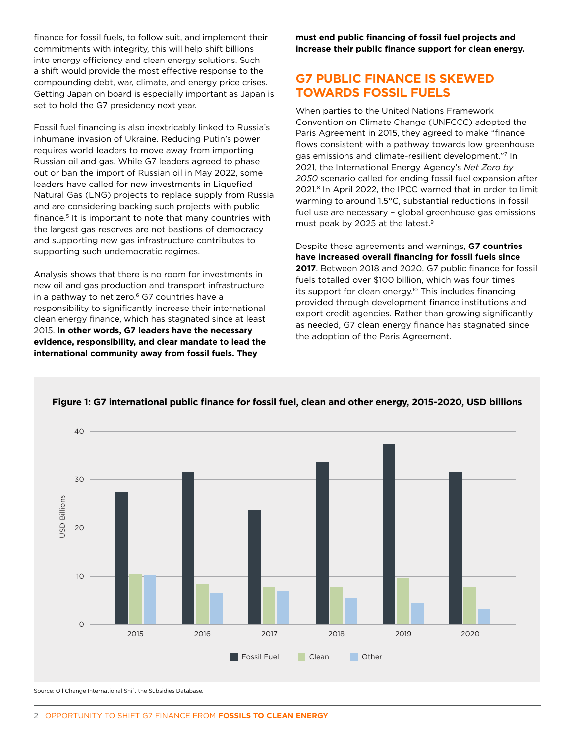finance for fossil fuels, to follow suit, and implement their commitments with integrity, this will help shift billions into energy efficiency and clean energy solutions. Such a shift would provide the most effective response to the compounding debt, war, climate, and energy price crises. Getting Japan on board is especially important as Japan is set to hold the G7 presidency next year.

Fossil fuel financing is also inextricably linked to Russia's inhumane invasion of Ukraine. Reducing Putin's power requires world leaders to move away from importing Russian oil and gas. While G7 leaders agreed to phase out or ban the import of Russian oil in May 2022, some leaders have called for new investments in Liquefied Natural Gas (LNG) projects to replace supply from Russia and are considering backing such projects with public finance.[5] It is important to note that many countries with the largest gas reserves are not bastions of democracy and supporting new gas infrastructure contributes to supporting such undemocratic regimes.

Analysis shows that there is no room for investments in new oil and gas production and transport infrastructure in a pathway to net zero.[6] G7 countries have a responsibility to significantly increase their international clean energy finance, which has stagnated since at least 2015. **In other words, G7 leaders have the necessary evidence, responsibility, and clear mandate to lead the international community away from fossil fuels. They must end public financing of fossil fuel projects and increase their public finance support for clean energy.**

## G7 PUBLIC FINANCE IS SKEWED TOWARDS FOSSIL FUELS

When parties to the United Nations Framework Convention on Climate Change (UNFCCC) adopted the Paris Agreement in 2015, they agreed to make "finance flows consistent with a pathway towards low greenhouse gas emissions and climate-resilient development."[7] In 2021, the International Energy Agency's *Net Zero by 2050* scenario called for ending fossil fuel expansion after 2021.[8] In April 2022, the IPCC warned that in order to limit warming to around 1.5°C, substantial reductions in fossil fuel use are necessary – global greenhouse gas emissions must peak by 2025 at the latest.[9]

Despite these agreements and warnings, **G7 countries have increased overall financing for fossil fuels since 2017**. Between 2018 and 2020, G7 public finance for fossil fuels totalled over $100 billion, which was four times its support for clean energy.[10] This includes financing provided through development finance institutions and export credit agencies. Rather than growing significantly as needed, G7 clean energy finance has stagnated since the adoption of the Paris Agreement.

**Figure 1: G7 international public finance for fossil fuel, clean and other energy, 2015-2020, USD billions**

| Year | Fossil Fuel | Clean | Other |
|---|---|---|---|
| 2015 | ~27.3 | ~10.5 | ~10.2 |
| 2016 | ~31.5 | ~8.5 | ~6.6 |
| 2017 | ~23.7 | ~7.7 | ~6.9 |
| 2018 | ~33.6 | ~7.7 | ~5.5 |
| 2019 | ~37.2 | ~9.6 | ~4.4 |
| 2020 | ~31.5 | ~7.7 | ~3.3 |

Source: Oil Change International Shift the Subsidies Database.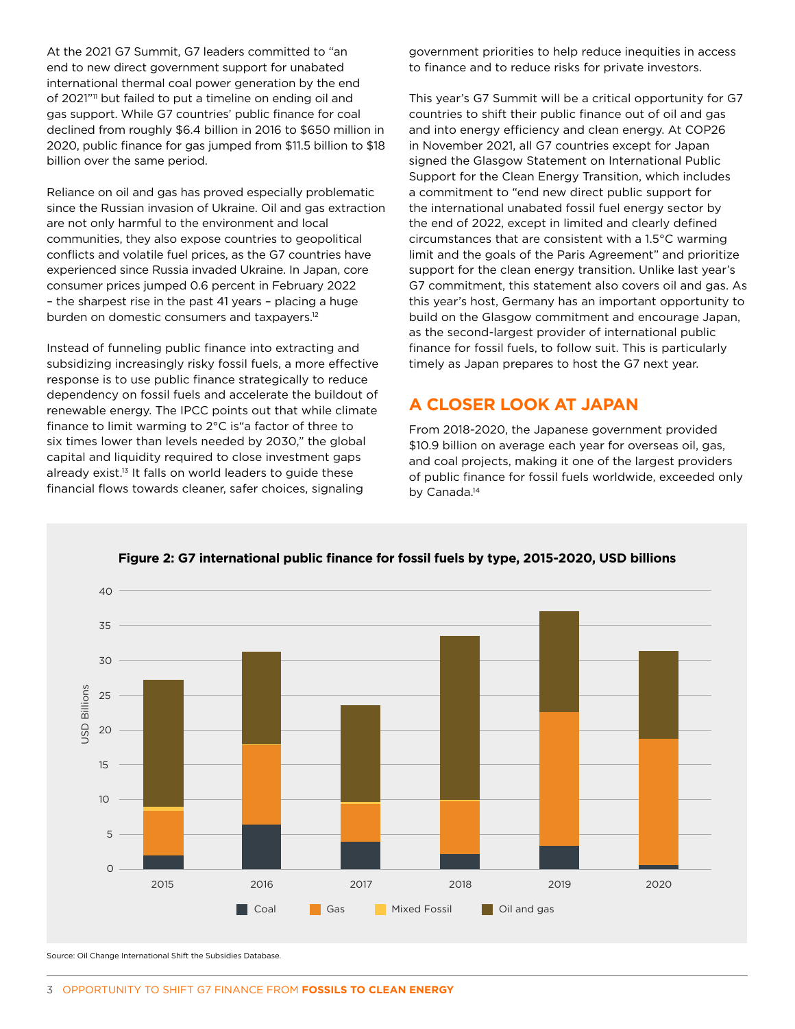At the 2021 G7 Summit, G7 leaders committed to "an end to new direct government support for unabated international thermal coal power generation by the end of 2021"[11] but failed to put a timeline on ending oil and gas support. While G7 countries' public finance for coal declined from roughly $6.4 billion in 2016 to $650 million in 2020, public finance for gas jumped from $11.5 billion to $18 billion over the same period.

Reliance on oil and gas has proved especially problematic since the Russian invasion of Ukraine. Oil and gas extraction are not only harmful to the environment and local communities, they also expose countries to geopolitical conflicts and volatile fuel prices, as the G7 countries have experienced since Russia invaded Ukraine. In Japan, core consumer prices jumped 0.6 percent in February 2022 – the sharpest rise in the past 41 years – placing a huge burden on domestic consumers and taxpayers.[12]

Instead of funneling public finance into extracting and subsidizing increasingly risky fossil fuels, a more effective response is to use public finance strategically to reduce dependency on fossil fuels and accelerate the buildout of renewable energy. The IPCC points out that while climate finance to limit warming to 2°C is"a factor of three to six times lower than levels needed by 2030," the global capital and liquidity required to close investment gaps already exist.[13] It falls on world leaders to guide these financial flows towards cleaner, safer choices, signaling government priorities to help reduce inequities in access to finance and to reduce risks for private investors.

This year's G7 Summit will be a critical opportunity for G7 countries to shift their public finance out of oil and gas and into energy efficiency and clean energy. At COP26 in November 2021, all G7 countries except for Japan signed the Glasgow Statement on International Public Support for the Clean Energy Transition, which includes a commitment to "end new direct public support for the international unabated fossil fuel energy sector by the end of 2022, except in limited and clearly defined circumstances that are consistent with a 1.5°C warming limit and the goals of the Paris Agreement" and prioritize support for the clean energy transition. Unlike last year's G7 commitment, this statement also covers oil and gas. As this year's host, Germany has an important opportunity to build on the Glasgow commitment and encourage Japan, as the second-largest provider of international public finance for fossil fuels, to follow suit. This is particularly timely as Japan prepares to host the G7 next year.

## A CLOSER LOOK AT JAPAN

From 2018-2020, the Japanese government provided $10.9 billion on average each year for overseas oil, gas, and coal projects, making it one of the largest providers of public finance for fossil fuels worldwide, exceeded only by Canada.[14]

**Figure 2: G7 international public finance for fossil fuels by type, 2015-2020, USD billions**

Source: Oil Change International Shift the Subsidies Database.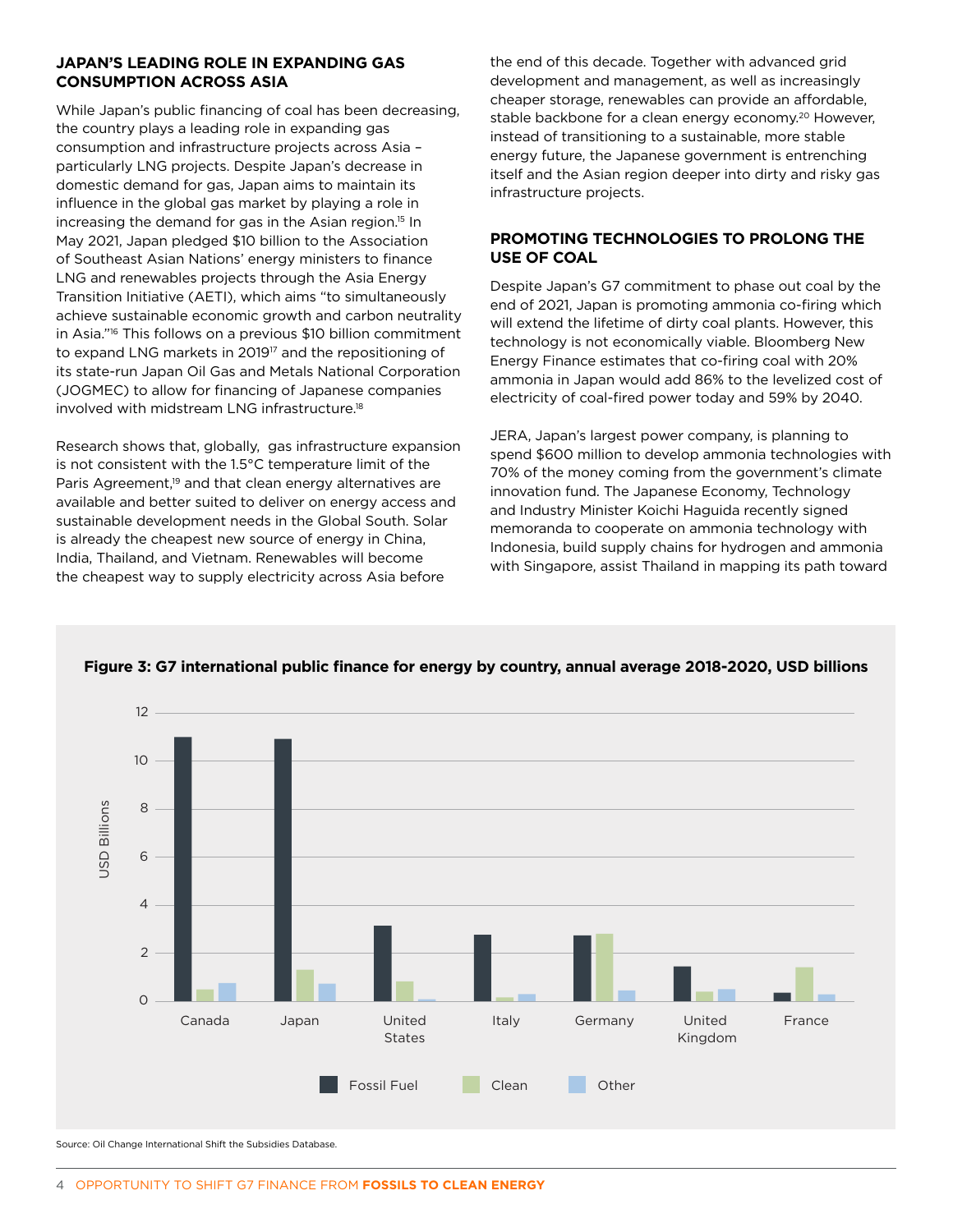### JAPAN'S LEADING ROLE IN EXPANDING GAS CONSUMPTION ACROSS ASIA

While Japan's public financing of coal has been decreasing, the country plays a leading role in expanding gas consumption and infrastructure projects across Asia – particularly LNG projects. Despite Japan's decrease in domestic demand for gas, Japan aims to maintain its influence in the global gas market by playing a role in increasing the demand for gas in the Asian region.[15] In May 2021, Japan pledged $10 billion to the Association of Southeast Asian Nations' energy ministers to finance LNG and renewables projects through the Asia Energy Transition Initiative (AETI), which aims "to simultaneously achieve sustainable economic growth and carbon neutrality in Asia."[16] This follows on a previous $10 billion commitment to expand LNG markets in 2019[17] and the repositioning of its state-run Japan Oil Gas and Metals National Corporation (JOGMEC) to allow for financing of Japanese companies involved with midstream LNG infrastructure.[18]

Research shows that, globally, gas infrastructure expansion is not consistent with the 1.5°C temperature limit of the Paris Agreement,[19] and that clean energy alternatives are available and better suited to deliver on energy access and sustainable development needs in the Global South. Solar is already the cheapest new source of energy in China, India, Thailand, and Vietnam. Renewables will become the cheapest way to supply electricity across Asia before the end of this decade. Together with advanced grid development and management, as well as increasingly cheaper storage, renewables can provide an affordable, stable backbone for a clean energy economy.[20] However, instead of transitioning to a sustainable, more stable energy future, the Japanese government is entrenching itself and the Asian region deeper into dirty and risky gas infrastructure projects.

### PROMOTING TECHNOLOGIES TO PROLONG THE USE OF COAL

Despite Japan's G7 commitment to phase out coal by the end of 2021, Japan is promoting ammonia co-firing which will extend the lifetime of dirty coal plants. However, this technology is not economically viable. Bloomberg New Energy Finance estimates that co-firing coal with 20% ammonia in Japan would add 86% to the levelized cost of electricity of coal-fired power today and 59% by 2040.

JERA, Japan's largest power company, is planning to spend $600 million to develop ammonia technologies with 70% of the money coming from the government's climate innovation fund. The Japanese Economy, Technology and Industry Minister Koichi Haguida recently signed memoranda to cooperate on ammonia technology with Indonesia, build supply chains for hydrogen and ammonia with Singapore, assist Thailand in mapping its path toward

**Figure 3: G7 international public finance for energy by country, annual average 2018-2020, USD billions**

| Country | Fossil Fuel | Clean | Other |
|---|---|---|---|
| Canada | ~11.0 | ~0.5 | ~0.75 |
| Japan | ~10.9 | ~1.3 | ~0.7 |
| United States | ~3.1 | ~0.8 | ~0.1 |
| Italy | ~2.8 | ~0.15 | ~0.3 |
| Germany | ~2.7 | ~2.8 | ~0.45 |
| United Kingdom | ~1.4 | ~0.4 | ~0.5 |
| France | ~0.35 | ~1.4 | ~0.3 |

Source: Oil Change International Shift the Subsidies Database.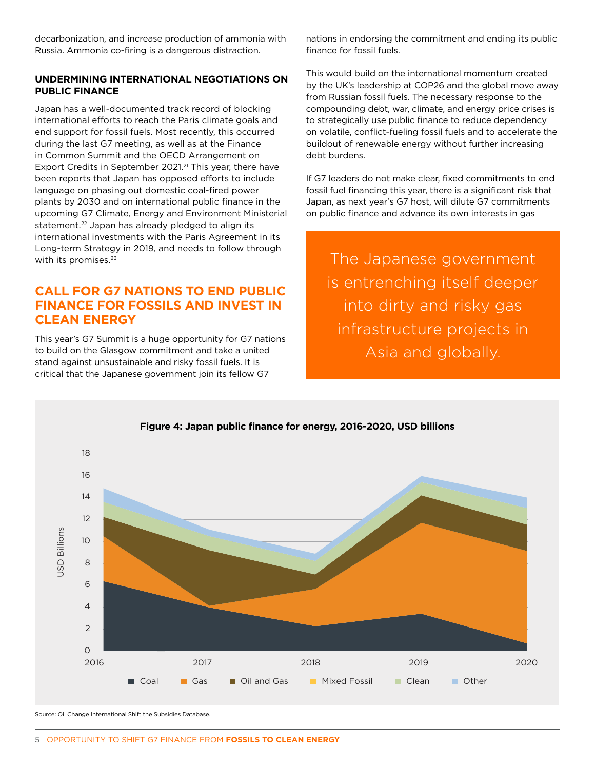decarbonization, and increase production of ammonia with Russia. Ammonia co-firing is a dangerous distraction.

### UNDERMINING INTERNATIONAL NEGOTIATIONS ON PUBLIC FINANCE

Japan has a well-documented track record of blocking international efforts to reach the Paris climate goals and end support for fossil fuels. Most recently, this occurred during the last G7 meeting, as well as at the Finance in Common Summit and the OECD Arrangement on Export Credits in September 2021.[21] This year, there have been reports that Japan has opposed efforts to include language on phasing out domestic coal-fired power plants by 2030 and on international public finance in the upcoming G7 Climate, Energy and Environment Ministerial statement.[22] Japan has already pledged to align its international investments with the Paris Agreement in its Long-term Strategy in 2019, and needs to follow through with its promises.[23]

## CALL FOR G7 NATIONS TO END PUBLIC FINANCE FOR FOSSILS AND INVEST IN CLEAN ENERGY

This year's G7 Summit is a huge opportunity for G7 nations to build on the Glasgow commitment and take a united stand against unsustainable and risky fossil fuels. It is critical that the Japanese government join its fellow G7 nations in endorsing the commitment and ending its public finance for fossil fuels.

This would build on the international momentum created by the UK's leadership at COP26 and the global move away from Russian fossil fuels. The necessary response to the compounding debt, war, climate, and energy price crises is to strategically use public finance to reduce dependency on volatile, conflict-fueling fossil fuels and to accelerate the buildout of renewable energy without further increasing debt burdens.

If G7 leaders do not make clear, fixed commitments to end fossil fuel financing this year, there is a significant risk that Japan, as next year's G7 host, will dilute G7 commitments on public finance and advance its own interests in gas

> The Japanese government is entrenching itself deeper into dirty and risky gas infrastructure projects in Asia and globally.

**Figure 4: Japan public finance for energy, 2016-2020, USD billions**

Source: Oil Change International Shift the Subsidies Database.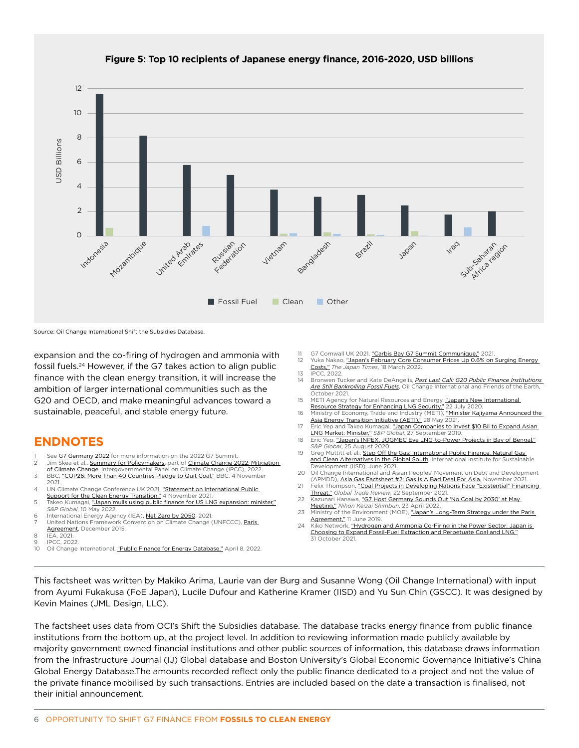**Figure 5: Top 10 recipients of Japanese energy finance, 2016-2020, USD billions**

USD Billions

12
10
8
6
4
2
0

Indonesia
Mozambique
United Arab Emirates
Russian Federation
Vietnam
Bangladesh
Brazil
Japan
Iraq
Sub-Saharan Africa region

Fossil Fuel
Clean
Other

Source: Oil Change International Shift the Subsidies Database.

expansion and the co-firing of hydrogen and ammonia with fossil fuels.[24] However, if the G7 takes action to align public finance with the clean energy transition, it will increase the ambition of larger international communities such as the G20 and OECD, and make meaningful advances toward a sustainable, peaceful, and stable energy future.

## ENDNOTES

1. See G7 Germany 2022 for more information on the 2022 G7 Summit.
2. Jim Skea et al., Summary for Policymakers, part of Climate Change 2022: Mitigation of Climate Change, Intergovernmental Panel on Climate Change (IPCC), 2022.
3. BBC, "COP26: More Than 40 Countries Pledge to Quit Coal," BBC, 4 November 2021.
4. UN Climate Change Conference UK 2021, "Statement on International Public Support for the Clean Energy Transition," 4 November 2021.
5. Takeo Kumagai, "Japan mulls using public finance for US LNG expansion: minister," *S&P Global*, 10 May 2022.
6. International Energy Agency (IEA), Net Zero by 2050, 2021.
7. United Nations Framework Convention on Climate Change (UNFCCC), Paris Agreement, December 2015.
8. IEA, 2021.
9. IPCC, 2022.
10. Oil Change International, "Public Finance for Energy Database," April 8, 2022.
11. G7 Cornwall UK 2021, "Carbis Bay G7 Summit Communique," 2021.
12. Yuka Nakao, "Japan's February Core Consumer Prices Up 0.6% on Surging Energy Costs," *The Japan Times*, 18 March 2022.
13. IPCC, 2022.
14. Bronwen Tucker and Kate DeAngelis, *Past Last Call: G20 Public Finance Institutions Are Still Bankrolling Fossil Fuels*, Oil Change International and Friends of the Earth, October 2021.
15. METI Agency for Natural Resources and Energy, "Japan's New International Resource Strategy for Enhancing LNG Security," 22 July 2020.
16. Ministry of Economy, Trade and Industry (METI), "Minister Kajiyama Announced the Asia Energy Transition Initiative (AETI)," 28 May 2021.
17. Eric Yep and Takeo Kumagai, "Japan Companies to Invest $10 Bil to Expand Asian LNG Market: Minister," *S&P Global*, 27 September 2019.
18. Eric Yep, "Japan's INPEX, JOGMEC Eye LNG-to-Power Projects in Bay of Bengal," *S&P Global*, 25 August 2020.
19. Greg Muttitt et al., Step Off the Gas: International Public Finance, Natural Gas and Clean Alternatives in the Global South, International Institute for Sustainable Development (IISD), June 2021.
20. Oil Change International and Asian Peoples' Movement on Debt and Development (APMDD), Asia Gas Factsheet #2: Gas Is A Bad Deal For Asia, November 2021.
21. Felix Thompson, "Coal Projects in Developing Nations Face "Existential" Financing Threat," *Global Trade Review*, 22 September 2021.
22. Kazunari Hanawa, "G7 Host Germany Sounds Out 'No Coal by 2030' at May Meeting," *Nihon Keizai Shimbun*, 23 April 2022.
23. Ministry of the Environment (MOE), "Japan's Long-Term Strategy under the Paris Agreement," 11 June 2019.
24. Kiko Network, "Hydrogen and Ammonia Co-Firing in the Power Sector: Japan is Choosing to Expand Fossil-Fuel Extraction and Perpetuate Coal and LNG," 31 October 2021.

---

This factsheet was written by Makiko Arima, Laurie van der Burg and Susanne Wong (Oil Change International) with input from Ayumi Fukakusa (FoE Japan), Lucile Dufour and Katherine Kramer (IISD) and Yu Sun Chin (GSCC). It was designed by Kevin Maines (JML Design, LLC).

The factsheet uses data from OCI's Shift the Subsidies database. The database tracks energy finance from public finance institutions from the bottom up, at the project level. In addition to reviewing information made publicly available by majority government owned financial institutions and other public sources of information, this database draws information from the Infrastructure Journal (IJ) Global database and Boston University's Global Economic Governance Initiative's China Global Energy Database.The amounts recorded reflect only the public finance dedicated to a project and not the value of the private finance mobilised by such transactions. Entries are included based on the date a transaction is finalised, not their initial announcement.